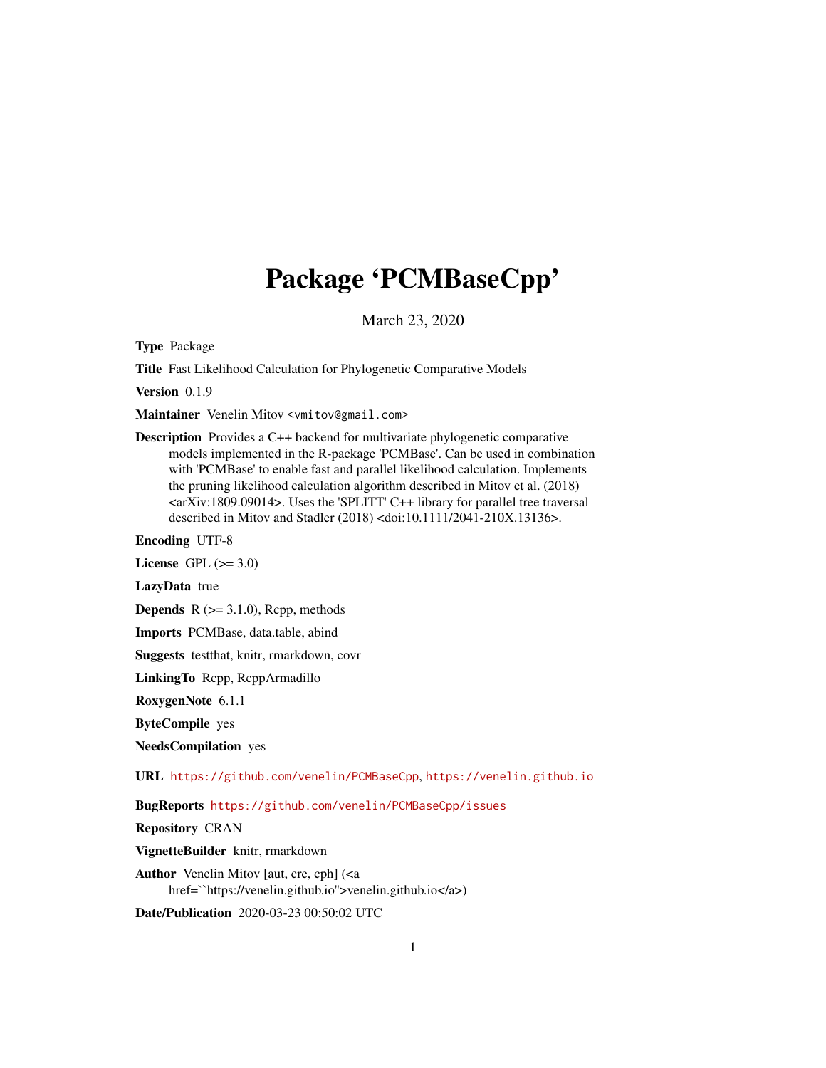# Package 'PCMBaseCpp'

March 23, 2020

**Type** Package

**Title** Fast Likelihood Calculation for Phylogenetic Comparative Models

**Version** 0.1.9

**Maintainer** Venelin Mitov <vmitov@gmail.com>

**Description** Provides a C++ backend for multivariate phylogenetic comparative models implemented in the R-package 'PCMBase'. Can be used in combination with 'PCMBase' to enable fast and parallel likelihood calculation. Implements the pruning likelihood calculation algorithm described in Mitov et al. (2018) <arXiv:1809.09014>. Uses the 'SPLITT' C++ library for parallel tree traversal described in Mitov and Stadler (2018) <doi:10.1111/2041-210X.13136>.

**Encoding** UTF-8

**License** GPL (>= 3.0)

**LazyData** true

**Depends** R (>= 3.1.0), Rcpp, methods

**Imports** PCMBase, data.table, abind

**Suggests** testthat, knitr, rmarkdown, covr

**LinkingTo** Rcpp, RcppArmadillo

**RoxygenNote** 6.1.1

**ByteCompile** yes

**NeedsCompilation** yes

**URL** https://github.com/venelin/PCMBaseCpp, https://venelin.github.io

**BugReports** https://github.com/venelin/PCMBaseCpp/issues

**Repository** CRAN

**VignetteBuilder** knitr, rmarkdown

**Author** Venelin Mitov [aut, cre, cph] (<a href=``https://venelin.github.io''>venelin.github.io</a>)

**Date/Publication** 2020-03-23 00:50:02 UTC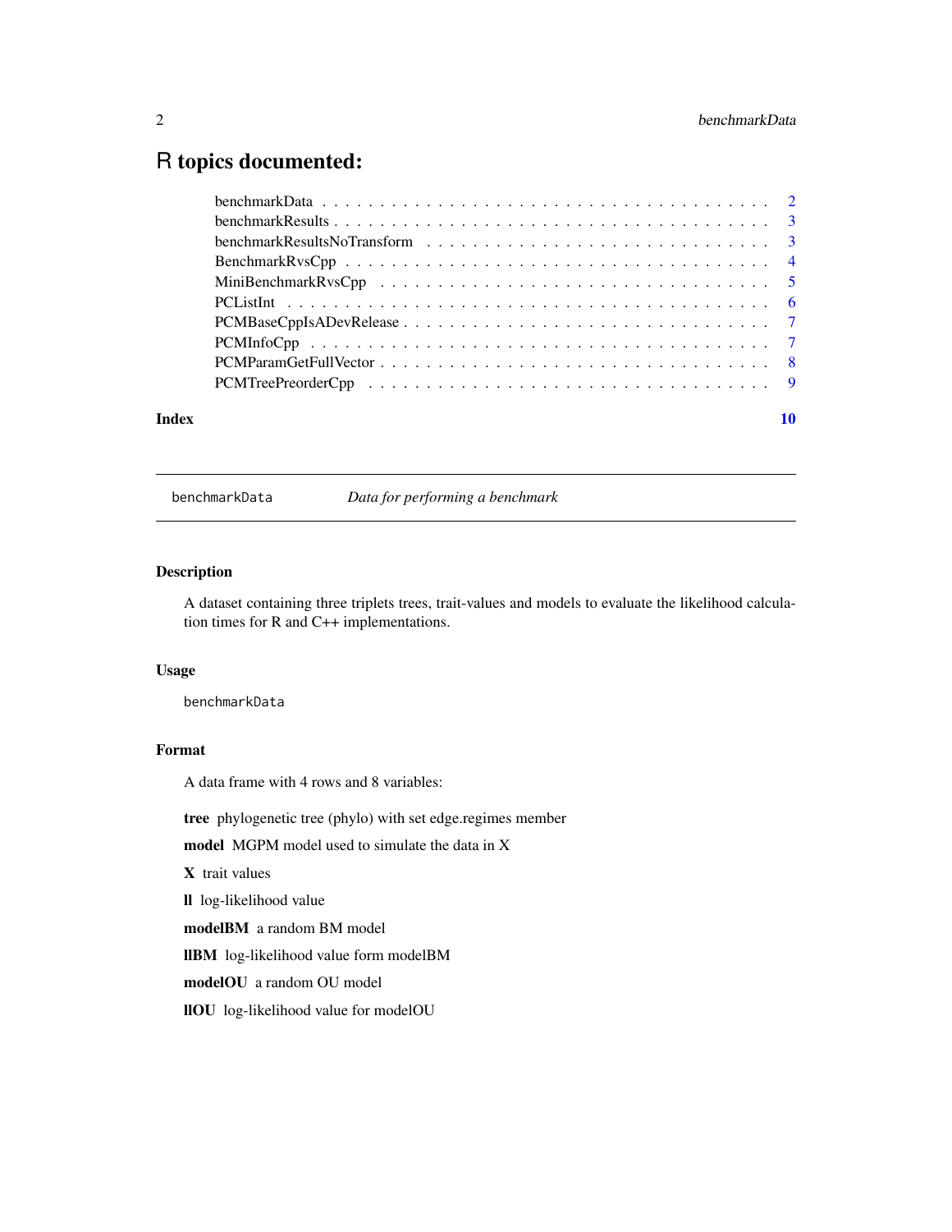# R topics documented:

benchmarkData . . . . . . . . . . . . . . . . . . . . . . . . . . . . . . . . . . . . . . . 2
benchmarkResults . . . . . . . . . . . . . . . . . . . . . . . . . . . . . . . . . . . . . . 3
benchmarkResultsNoTransform . . . . . . . . . . . . . . . . . . . . . . . . . . . . . . 3
BenchmarkRvsCpp . . . . . . . . . . . . . . . . . . . . . . . . . . . . . . . . . . . . . . 4
MiniBenchmarkRvsCpp . . . . . . . . . . . . . . . . . . . . . . . . . . . . . . . . . . . 5
PCListInt . . . . . . . . . . . . . . . . . . . . . . . . . . . . . . . . . . . . . . . . . . . 6
PCMBaseCppIsADevRelease . . . . . . . . . . . . . . . . . . . . . . . . . . . . . . . . 7
PCMInfoCpp . . . . . . . . . . . . . . . . . . . . . . . . . . . . . . . . . . . . . . . . . 7
PCMParamGetFullVector . . . . . . . . . . . . . . . . . . . . . . . . . . . . . . . . . . 8
PCMTreePreorderCpp . . . . . . . . . . . . . . . . . . . . . . . . . . . . . . . . . . . . 9

**Index** **10**

---

## benchmarkData — *Data for performing a benchmark*

### Description

A dataset containing three triplets trees, trait-values and models to evaluate the likelihood calculation times for R and C++ implementations.

### Usage

```
benchmarkData
```

### Format

A data frame with 4 rows and 8 variables:

**tree** phylogenetic tree (phylo) with set edge.regimes member

**model** MGPM model used to simulate the data in X

**X** trait values

**ll** log-likelihood value

**modelBM** a random BM model

**llBM** log-likelihood value form modelBM

**modelOU** a random OU model

**llOU** log-likelihood value for modelOU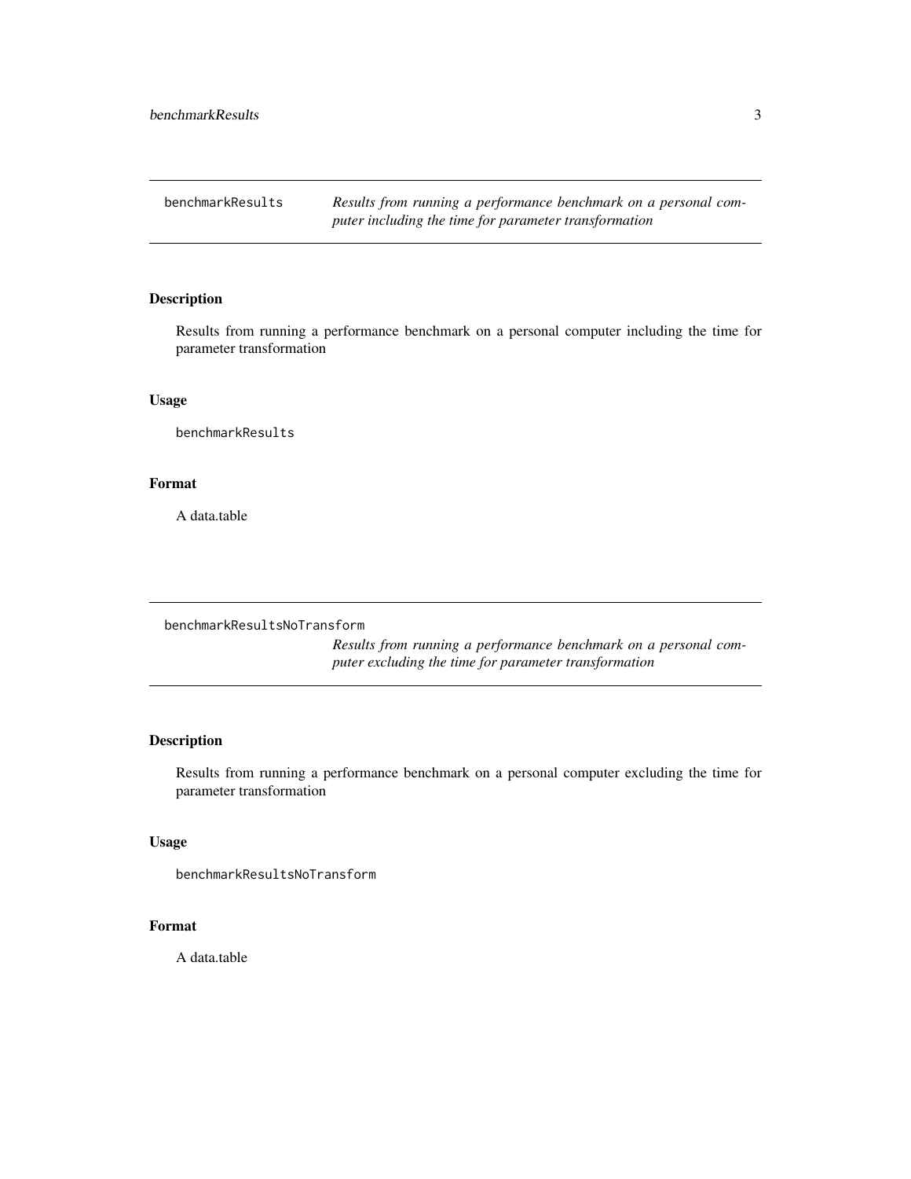## benchmarkResults — *Results from running a performance benchmark on a personal computer including the time for parameter transformation*

### Description

Results from running a performance benchmark on a personal computer including the time for parameter transformation

### Usage

```
benchmarkResults
```

### Format

A data.table

## benchmarkResultsNoTransform — *Results from running a performance benchmark on a personal computer excluding the time for parameter transformation*

### Description

Results from running a performance benchmark on a personal computer excluding the time for parameter transformation

### Usage

```
benchmarkResultsNoTransform
```

### Format

A data.table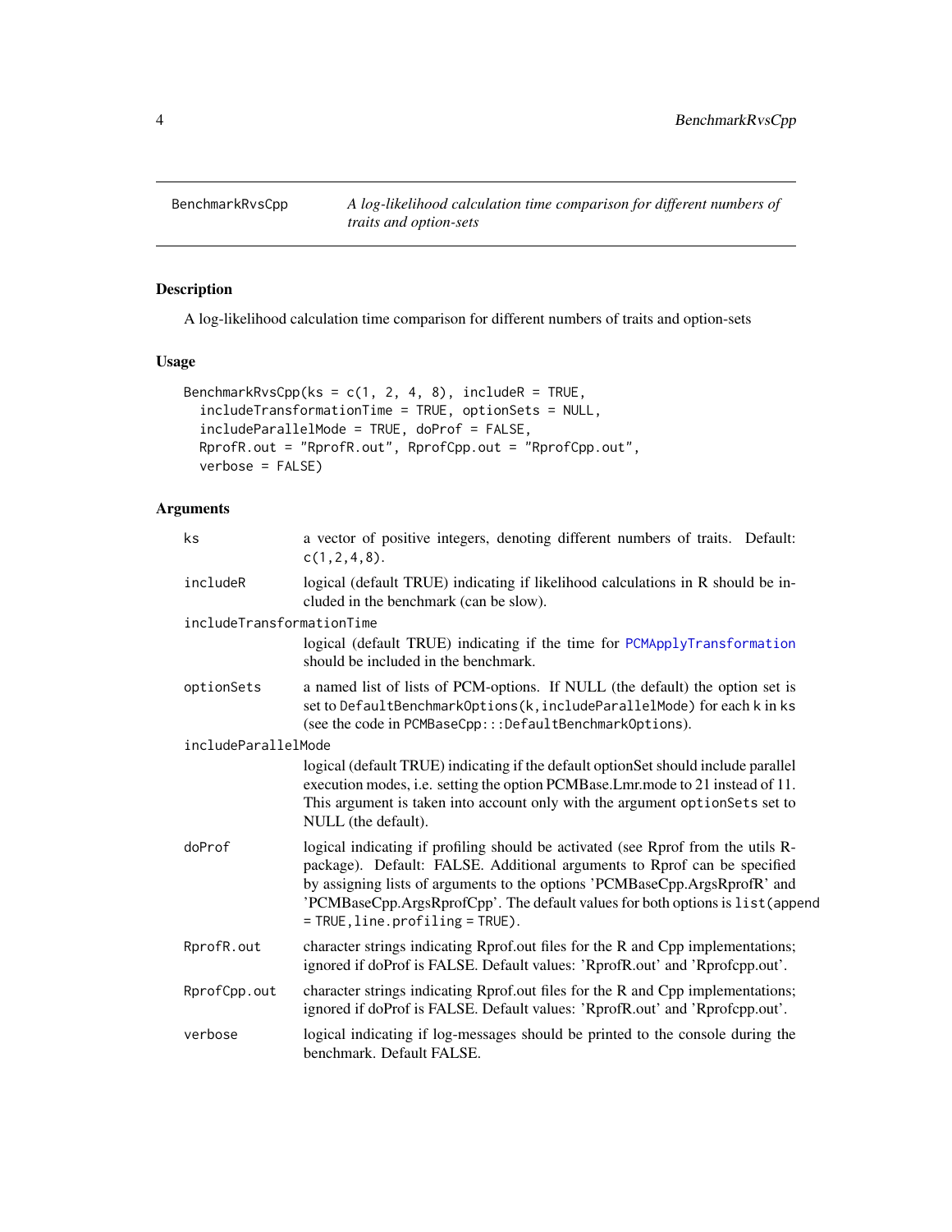BenchmarkRvsCpp    *A log-likelihood calculation time comparison for different numbers of traits and option-sets*

## Description

A log-likelihood calculation time comparison for different numbers of traits and option-sets

## Usage

```
BenchmarkRvsCpp(ks = c(1, 2, 4, 8), includeR = TRUE,
  includeTransformationTime = TRUE, optionSets = NULL,
  includeParallelMode = TRUE, doProf = FALSE,
  RprofR.out = "RprofR.out", RprofCpp.out = "RprofCpp.out",
  verbose = FALSE)
```

## Arguments

| | |
|---|---|
| `ks` | a vector of positive integers, denoting different numbers of traits. Default: `c(1,2,4,8)`. |
| `includeR` | logical (default TRUE) indicating if likelihood calculations in R should be included in the benchmark (can be slow). |
| `includeTransformationTime` | logical (default TRUE) indicating if the time for `PCMApplyTransformation` should be included in the benchmark. |
| `optionSets` | a named list of lists of PCM-options. If NULL (the default) the option set is set to `DefaultBenchmarkOptions(k,includeParallelMode)` for each k in `ks` (see the code in `PCMBaseCpp:::DefaultBenchmarkOptions`). |
| `includeParallelMode` | logical (default TRUE) indicating if the default optionSet should include parallel execution modes, i.e. setting the option PCMBase.Lmr.mode to 21 instead of 11. This argument is taken into account only with the argument `optionSets` set to NULL (the default). |
| `doProf` | logical indicating if profiling should be activated (see Rprof from the utils R-package). Default: FALSE. Additional arguments to Rprof can be specified by assigning lists of arguments to the options 'PCMBaseCpp.ArgsRprofR' and 'PCMBaseCpp.ArgsRprofCpp'. The default values for both options is `list(append = TRUE,line.profiling = TRUE)`. |
| `RprofR.out` | character strings indicating Rprof.out files for the R and Cpp implementations; ignored if doProf is FALSE. Default values: 'RprofR.out' and 'Rprofcpp.out'. |
| `RprofCpp.out` | character strings indicating Rprof.out files for the R and Cpp implementations; ignored if doProf is FALSE. Default values: 'RprofR.out' and 'Rprofcpp.out'. |
| `verbose` | logical indicating if log-messages should be printed to the console during the benchmark. Default FALSE. |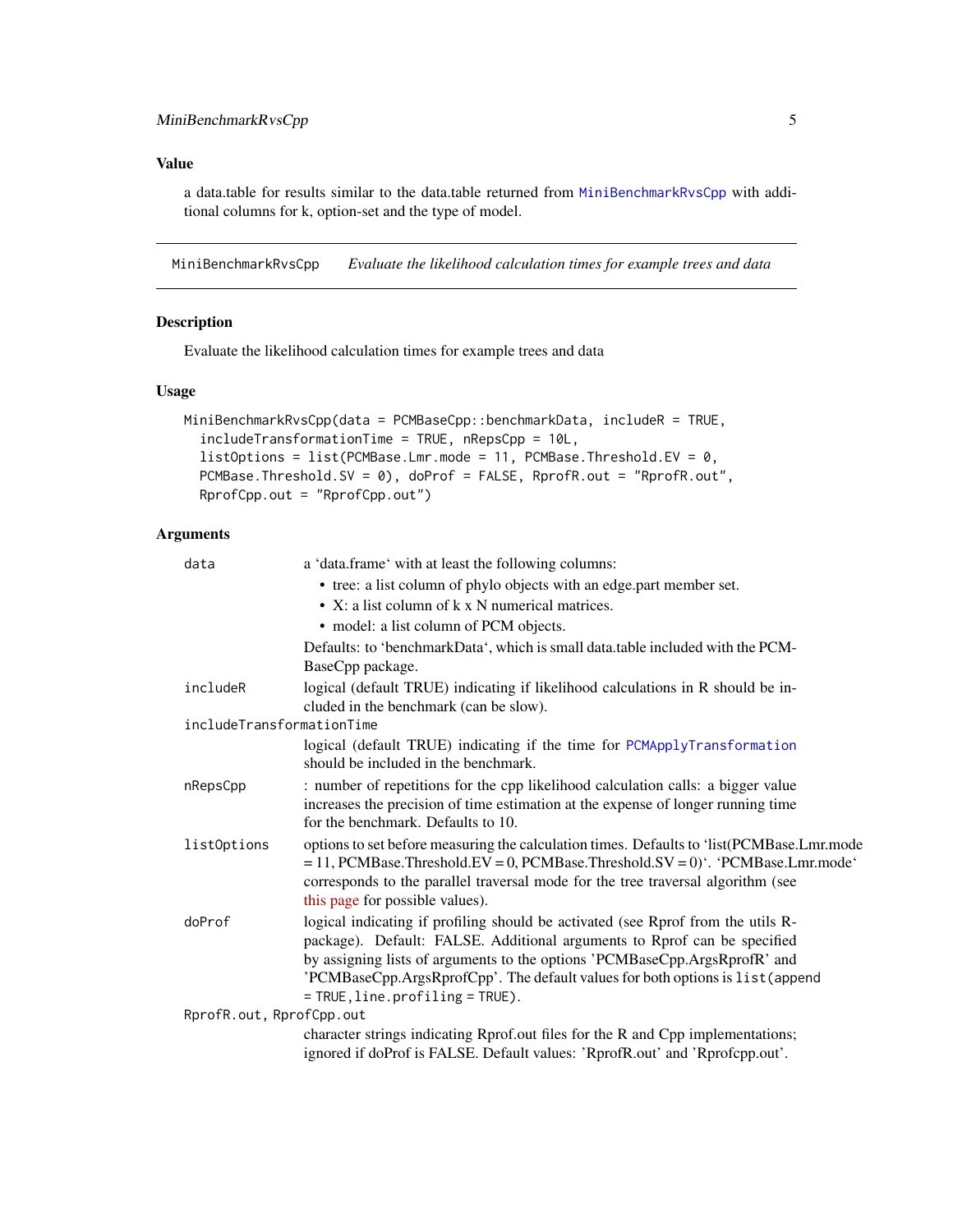## Value

a data.table for results similar to the data.table returned from MiniBenchmarkRvsCpp with additional columns for k, option-set and the type of model.

---

## MiniBenchmarkRvsCpp &nbsp;&nbsp; *Evaluate the likelihood calculation times for example trees and data*

### Description

Evaluate the likelihood calculation times for example trees and data

### Usage

```
MiniBenchmarkRvsCpp(data = PCMBaseCpp::benchmarkData, includeR = TRUE,
  includeTransformationTime = TRUE, nRepsCpp = 10L,
  listOptions = list(PCMBase.Lmr.mode = 11, PCMBase.Threshold.EV = 0,
  PCMBase.Threshold.SV = 0), doProf = FALSE, RprofR.out = "RprofR.out",
  RprofCpp.out = "RprofCpp.out")
```

### Arguments

`data` — a 'data.frame' with at least the following columns:

- tree: a list column of phylo objects with an edge.part member set.
- X: a list column of k x N numerical matrices.
- model: a list column of PCM objects.

Defaults: to 'benchmarkData', which is small data.table included with the PCMBaseCpp package.

`includeR` — logical (default TRUE) indicating if likelihood calculations in R should be included in the benchmark (can be slow).

`includeTransformationTime` — logical (default TRUE) indicating if the time for PCMApplyTransformation should be included in the benchmark.

`nRepsCpp` — : number of repetitions for the cpp likelihood calculation calls: a bigger value increases the precision of time estimation at the expense of longer running time for the benchmark. Defaults to 10.

`listOptions` — options to set before measuring the calculation times. Defaults to 'list(PCMBase.Lmr.mode = 11, PCMBase.Threshold.EV = 0, PCMBase.Threshold.SV = 0)'. 'PCMBase.Lmr.mode' corresponds to the parallel traversal mode for the tree traversal algorithm (see this page for possible values).

`doProf` — logical indicating if profiling should be activated (see Rprof from the utils R-package). Default: FALSE. Additional arguments to Rprof can be specified by assigning lists of arguments to the options 'PCMBaseCpp.ArgsRprofR' and 'PCMBaseCpp.ArgsRprofCpp'. The default values for both options is `list(append = TRUE, line.profiling = TRUE)`.

`RprofR.out, RprofCpp.out` — character strings indicating Rprof.out files for the R and Cpp implementations; ignored if doProf is FALSE. Default values: 'RprofR.out' and 'Rprofcpp.out'.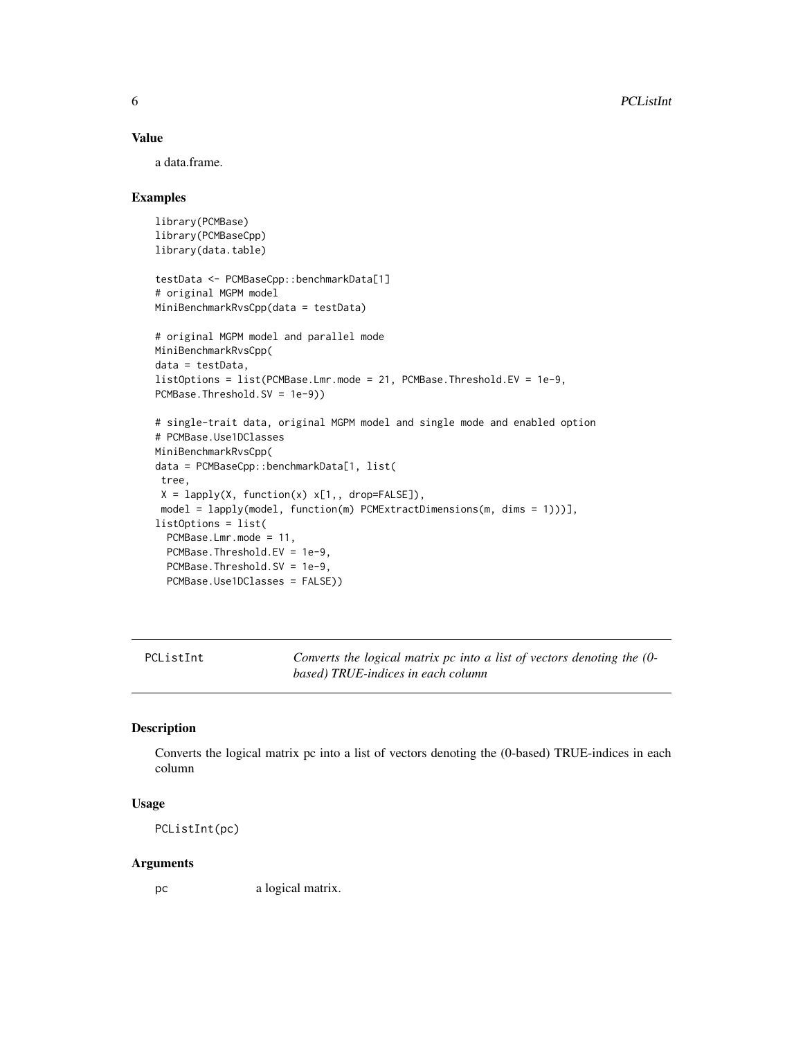## Value

a data.frame.

## Examples

```
library(PCMBase)
library(PCMBaseCpp)
library(data.table)

testData <- PCMBaseCpp::benchmarkData[1]
# original MGPM model
MiniBenchmarkRvsCpp(data = testData)

# original MGPM model and parallel mode
MiniBenchmarkRvsCpp(
data = testData,
listOptions = list(PCMBase.Lmr.mode = 21, PCMBase.Threshold.EV = 1e-9,
PCMBase.Threshold.SV = 1e-9))

# single-trait data, original MGPM model and single mode and enabled option
# PCMBase.Use1DClasses
MiniBenchmarkRvsCpp(
data = PCMBaseCpp::benchmarkData[1, list(
 tree,
 X = lapply(X, function(x) x[1,, drop=FALSE]),
 model = lapply(model, function(m) PCMExtractDimensions(m, dims = 1)))],
listOptions = list(
  PCMBase.Lmr.mode = 11,
  PCMBase.Threshold.EV = 1e-9,
  PCMBase.Threshold.SV = 1e-9,
  PCMBase.Use1DClasses = FALSE))
```

---

# PCListInt — *Converts the logical matrix pc into a list of vectors denoting the (0-based) TRUE-indices in each column*

---

## Description

Converts the logical matrix pc into a list of vectors denoting the (0-based) TRUE-indices in each column

## Usage

```
PCListInt(pc)
```

## Arguments

| | |
|---|---|
| pc | a logical matrix. |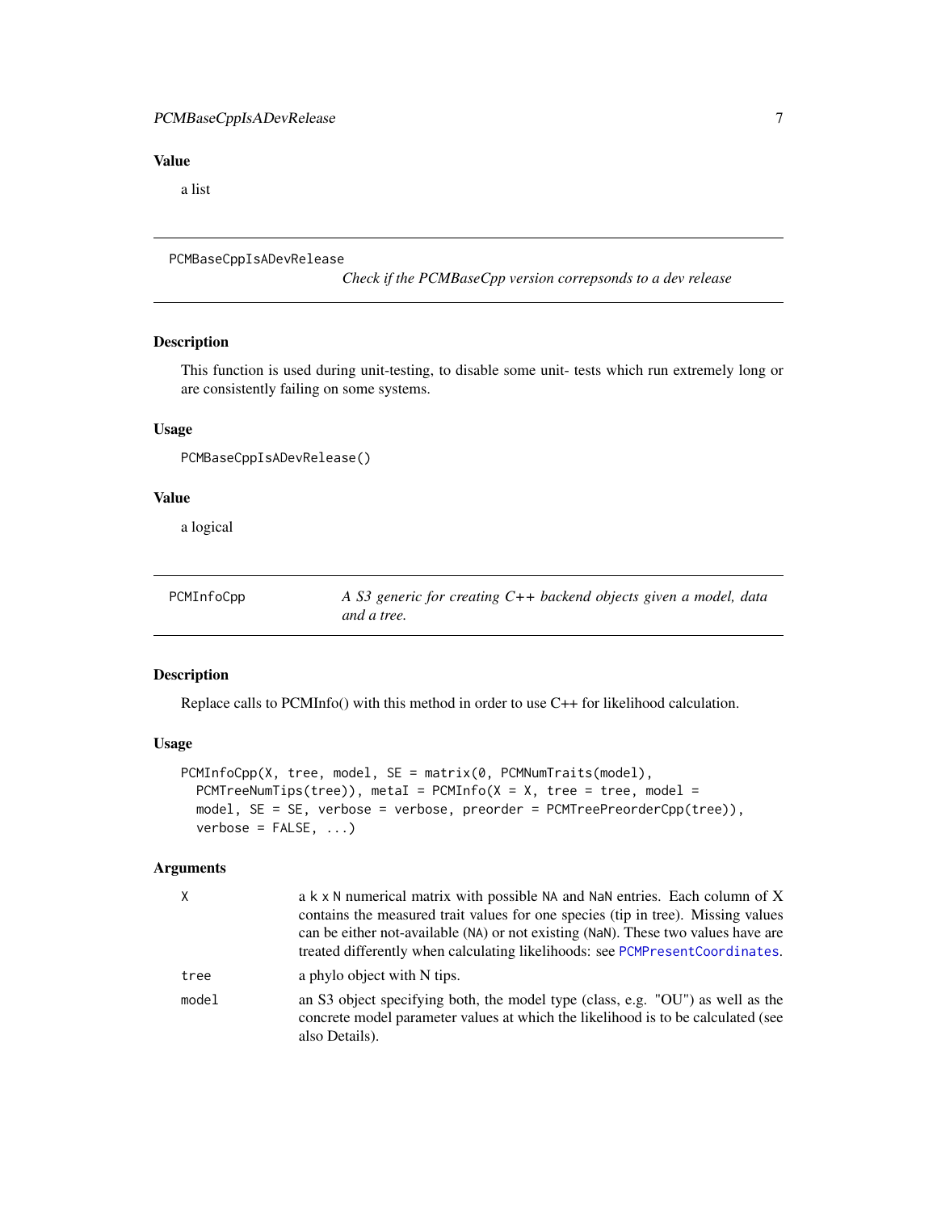### Value

a list

---

## PCMBaseCppIsADevRelease

*Check if the PCMBaseCpp version correpsonds to a dev release*

### Description

This function is used during unit-testing, to disable some unit- tests which run extremely long or are consistently failing on some systems.

### Usage

```
PCMBaseCppIsADevRelease()
```

### Value

a logical

---

## PCMInfoCpp

*A S3 generic for creating C++ backend objects given a model, data and a tree.*

### Description

Replace calls to PCMInfo() with this method in order to use C++ for likelihood calculation.

### Usage

```
PCMInfoCpp(X, tree, model, SE = matrix(0, PCMNumTraits(model),
  PCMTreeNumTips(tree)), metaI = PCMInfo(X = X, tree = tree, model =
  model, SE = SE, verbose = verbose, preorder = PCMTreePreorderCpp(tree)),
  verbose = FALSE, ...)
```

### Arguments

| | |
|---|---|
| `X` | a `k x N` numerical matrix with possible `NA` and `NaN` entries. Each column of X contains the measured trait values for one species (tip in tree). Missing values can be either not-available (`NA`) or not existing (`NaN`). These two values have are treated differently when calculating likelihoods: see `PCMPresentCoordinates`. |
| `tree` | a phylo object with N tips. |
| `model` | an S3 object specifying both, the model type (class, e.g. "OU") as well as the concrete model parameter values at which the likelihood is to be calculated (see also Details). |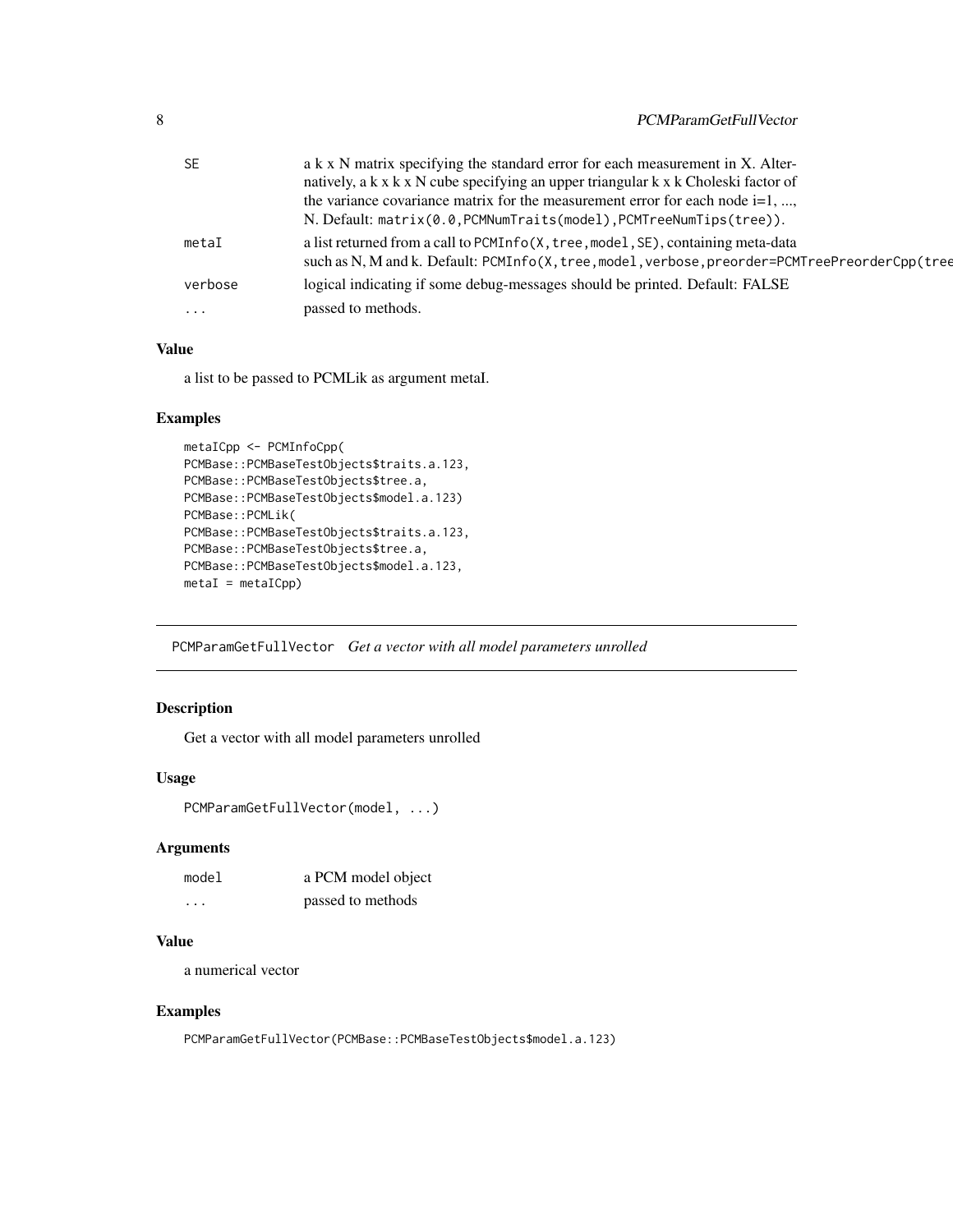| | |
|---|---|
| SE | a k x N matrix specifying the standard error for each measurement in X. Alternatively, a k x k x N cube specifying an upper triangular k x k Choleski factor of the variance covariance matrix for the measurement error for each node i=1, ..., N. Default: `matrix(0.0,PCMNumTraits(model),PCMTreeNumTips(tree))`. |
| metaI | a list returned from a call to `PCMInfo(X,tree,model,SE)`, containing meta-data such as N, M and k. Default: `PCMInfo(X,tree,model,verbose,preorder=PCMTreePreorderCpp(tree` |
| verbose | logical indicating if some debug-messages should be printed. Default: FALSE |
| ... | passed to methods. |

### Value

a list to be passed to PCMLik as argument metaI.

### Examples

```
metaICpp <- PCMInfoCpp(
PCMBase::PCMBaseTestObjects$traits.a.123,
PCMBase::PCMBaseTestObjects$tree.a,
PCMBase::PCMBaseTestObjects$model.a.123)
PCMBase::PCMLik(
PCMBase::PCMBaseTestObjects$traits.a.123,
PCMBase::PCMBaseTestObjects$tree.a,
PCMBase::PCMBaseTestObjects$model.a.123,
metaI = metaICpp)
```

---

## PCMParamGetFullVector *Get a vector with all model parameters unrolled*

---

### Description

Get a vector with all model parameters unrolled

### Usage

```
PCMParamGetFullVector(model, ...)
```

### Arguments

| | |
|---|---|
| model | a PCM model object |
| ... | passed to methods |

### Value

a numerical vector

### Examples

```
PCMParamGetFullVector(PCMBase::PCMBaseTestObjects$model.a.123)
```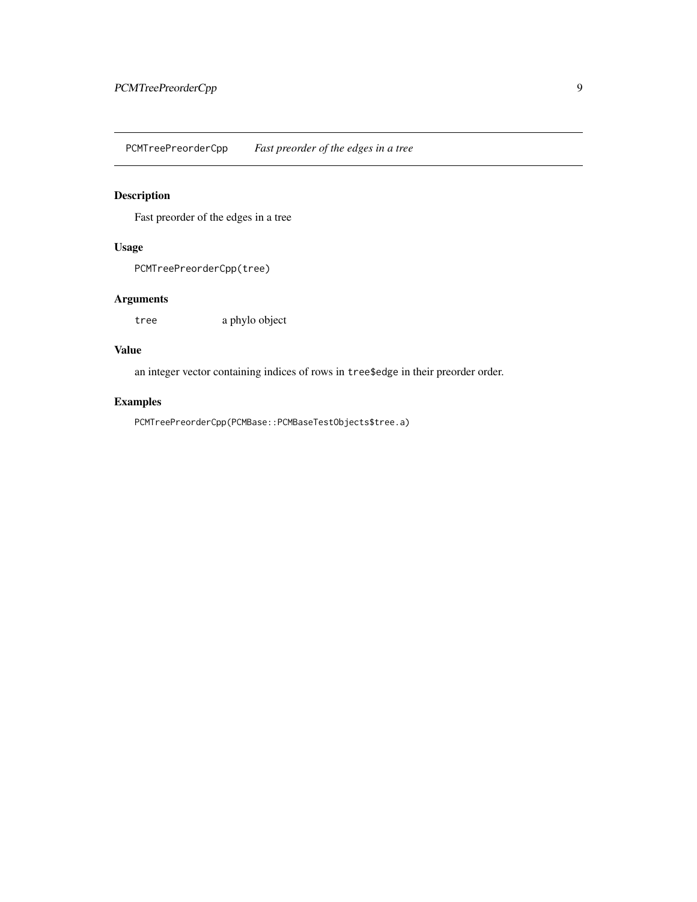## PCMTreePreorderCpp *Fast preorder of the edges in a tree*

### Description

Fast preorder of the edges in a tree

### Usage

```
PCMTreePreorderCpp(tree)
```

### Arguments

| | |
|---|---|
| tree | a phylo object |

### Value

an integer vector containing indices of rows in `tree$edge` in their preorder order.

### Examples

```
PCMTreePreorderCpp(PCMBase::PCMBaseTestObjects$tree.a)
```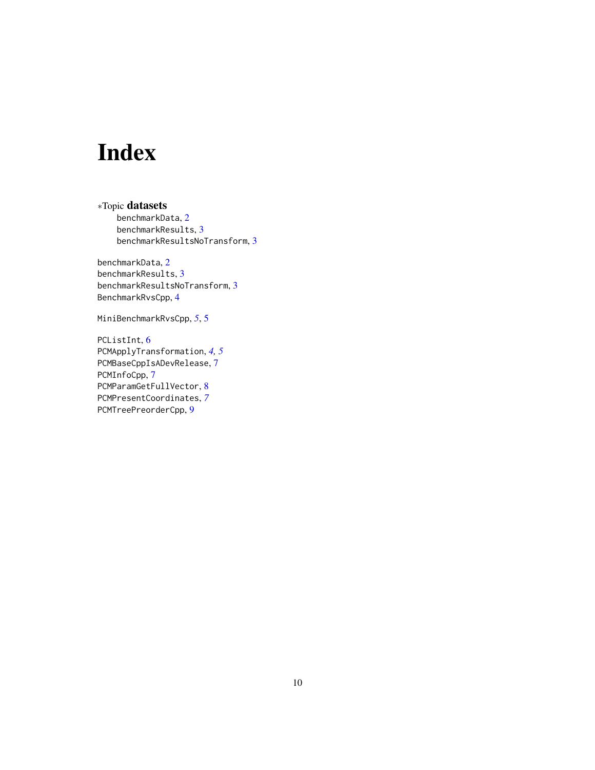# Index

*Topic **datasets**

benchmarkData, 2
benchmarkResults, 3
benchmarkResultsNoTransform, 3

benchmarkData, 2
benchmarkResults, 3
benchmarkResultsNoTransform, 3
BenchmarkRvsCpp, 4

MiniBenchmarkRvsCpp, *5*, 5

PCListInt, 6
PCMApplyTransformation, *4, 5*
PCMBaseCppIsADevRelease, 7
PCMInfoCpp, 7
PCMParamGetFullVector, 8
PCMPresentCoordinates, *7*
PCMTreePreorderCpp, 9